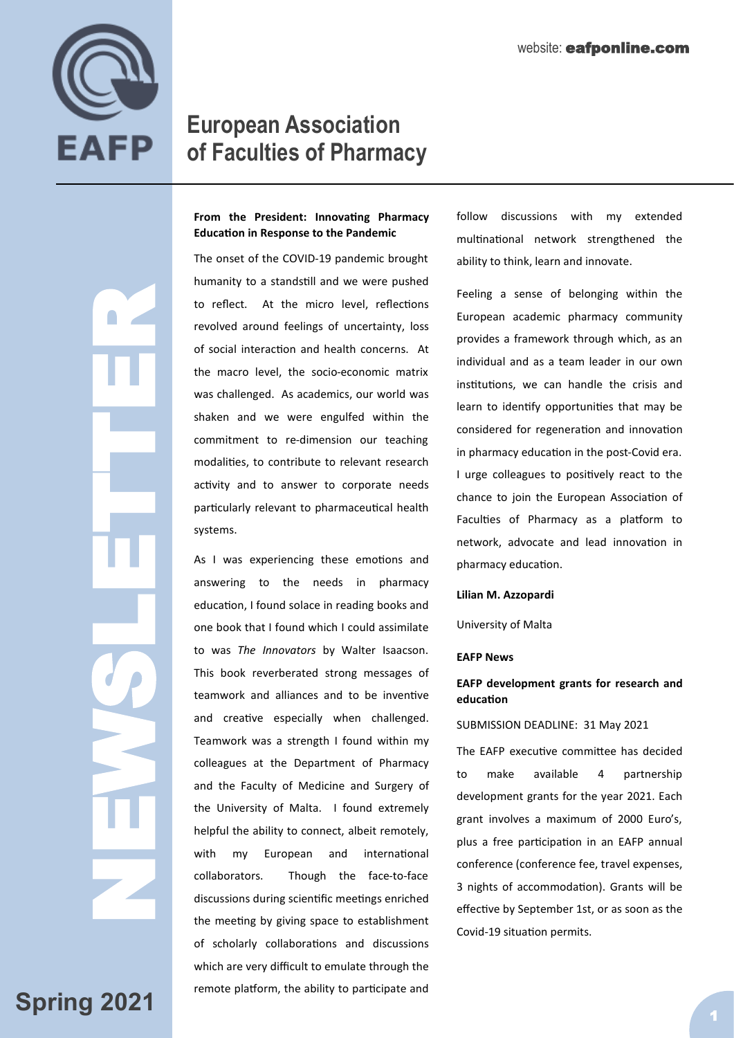website: **eafponline.com**

# European Association of Faculties of Pharmacy

NEWSLETTER

Spring 2021

### From the President: Innovating Pharmacy Education in Response to the Pandemic

The onset of the COVID-19 pandemic brought humanity to a standstill and we were pushed to reflect. At the micro level, reflections revolved around feelings of uncertainty, loss of social interaction and health concerns. At the macro level, the socio-economic matrix was challenged. As academics, our world was shaken and we were engulfed within the commitment to re-dimension our teaching modalities, to contribute to relevant research activity and to answer to corporate needs particularly relevant to pharmaceutical health systems.

As I was experiencing these emotions and answering to the needs in pharmacy education, I found solace in reading books and one book that I found which I could assimilate to was *The Innovators* by Walter Isaacson. This book reverberated strong messages of teamwork and alliances and to be inventive and creative especially when challenged. Teamwork was a strength I found within my colleagues at the Department of Pharmacy and the Faculty of Medicine and Surgery of the University of Malta. I found extremely helpful the ability to connect, albeit remotely, with my European and international collaborators. Though the face-to-face discussions during scientific meetings enriched the meeting by giving space to establishment of scholarly collaborations and discussions which are very difficult to emulate through the remote platform, the ability to participate and follow discussions with my extended multinational network strengthened the ability to think, learn and innovate.

Feeling a sense of belonging within the European academic pharmacy community provides a framework through which, as an individual and as a team leader in our own institutions, we can handle the crisis and learn to identify opportunities that may be considered for regeneration and innovation in pharmacy education in the post-Covid era. I urge colleagues to positively react to the chance to join the European Association of Faculties of Pharmacy as a platform to network, advocate and lead innovation in pharmacy education.

**Lilian M. Azzopardi**

University of Malta

### EAFP News

#### EAFP development grants for research and education

SUBMISSION DEADLINE: 31 May 2021

The EAFP executive committee has decided to make available 4 partnership development grants for the year 2021. Each grant involves a maximum of 2000 Euro's, plus a free participation in an EAFP annual conference (conference fee, travel expenses, 3 nights of accommodation). Grants will be effective by September 1st, or as soon as the Covid-19 situation permits.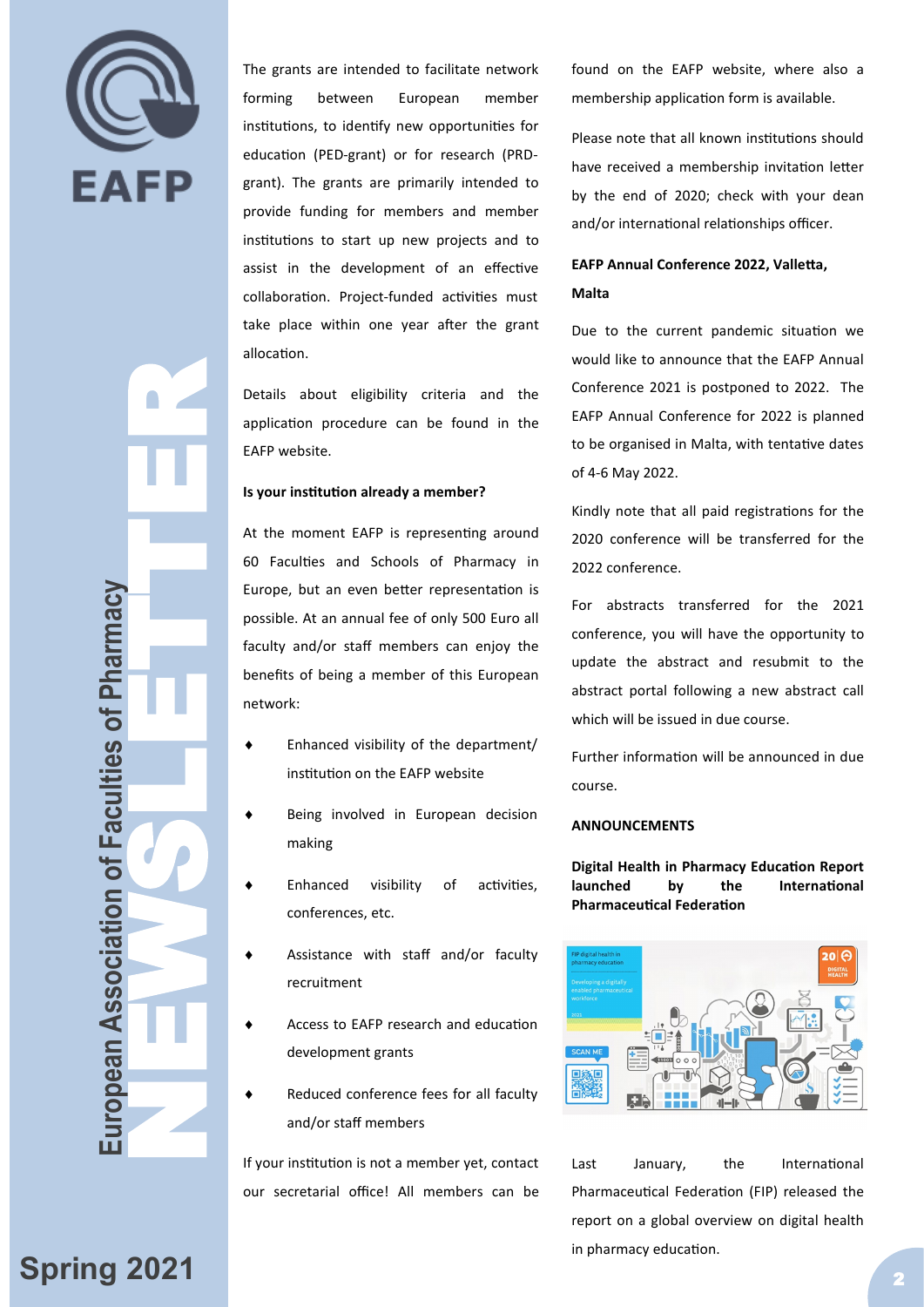The grants are intended to facilitate network forming between European member institutions, to identify new opportunities for education (PED-grant) or for research (PRD-grant). The grants are primarily intended to provide funding for members and member institutions to start up new projects and to assist in the development of an effective collaboration. Project-funded activities must take place within one year after the grant allocation.

Details about eligibility criteria and the application procedure can be found in the EAFP website.

**Is your institution already a member?**

At the moment EAFP is representing around 60 Faculties and Schools of Pharmacy in Europe, but an even better representation is possible. At an annual fee of only 500 Euro all faculty and/or staff members can enjoy the benefits of being a member of this European network:

- Enhanced visibility of the department/institution on the EAFP website
- Being involved in European decision making
- Enhanced visibility of activities, conferences, etc.
- Assistance with staff and/or faculty recruitment
- Access to EAFP research and education development grants
- Reduced conference fees for all faculty and/or staff members

If your institution is not a member yet, contact our secretarial office! All members can be found on the EAFP website, where also a membership application form is available.

Please note that all known institutions should have received a membership invitation letter by the end of 2020; check with your dean and/or international relationships officer.

**EAFP Annual Conference 2022, Valletta, Malta**

Due to the current pandemic situation we would like to announce that the EAFP Annual Conference 2021 is postponed to 2022. The EAFP Annual Conference for 2022 is planned to be organised in Malta, with tentative dates of 4-6 May 2022.

Kindly note that all paid registrations for the 2020 conference will be transferred for the 2022 conference.

For abstracts transferred for the 2021 conference, you will have the opportunity to update the abstract and resubmit to the abstract portal following a new abstract call which will be issued in due course.

Further information will be announced in due course.

**ANNOUNCEMENTS**

**Digital Health in Pharmacy Education Report launched by the International Pharmaceutical Federation**

Last January, the International Pharmaceutical Federation (FIP) released the report on a global overview on digital health in pharmacy education.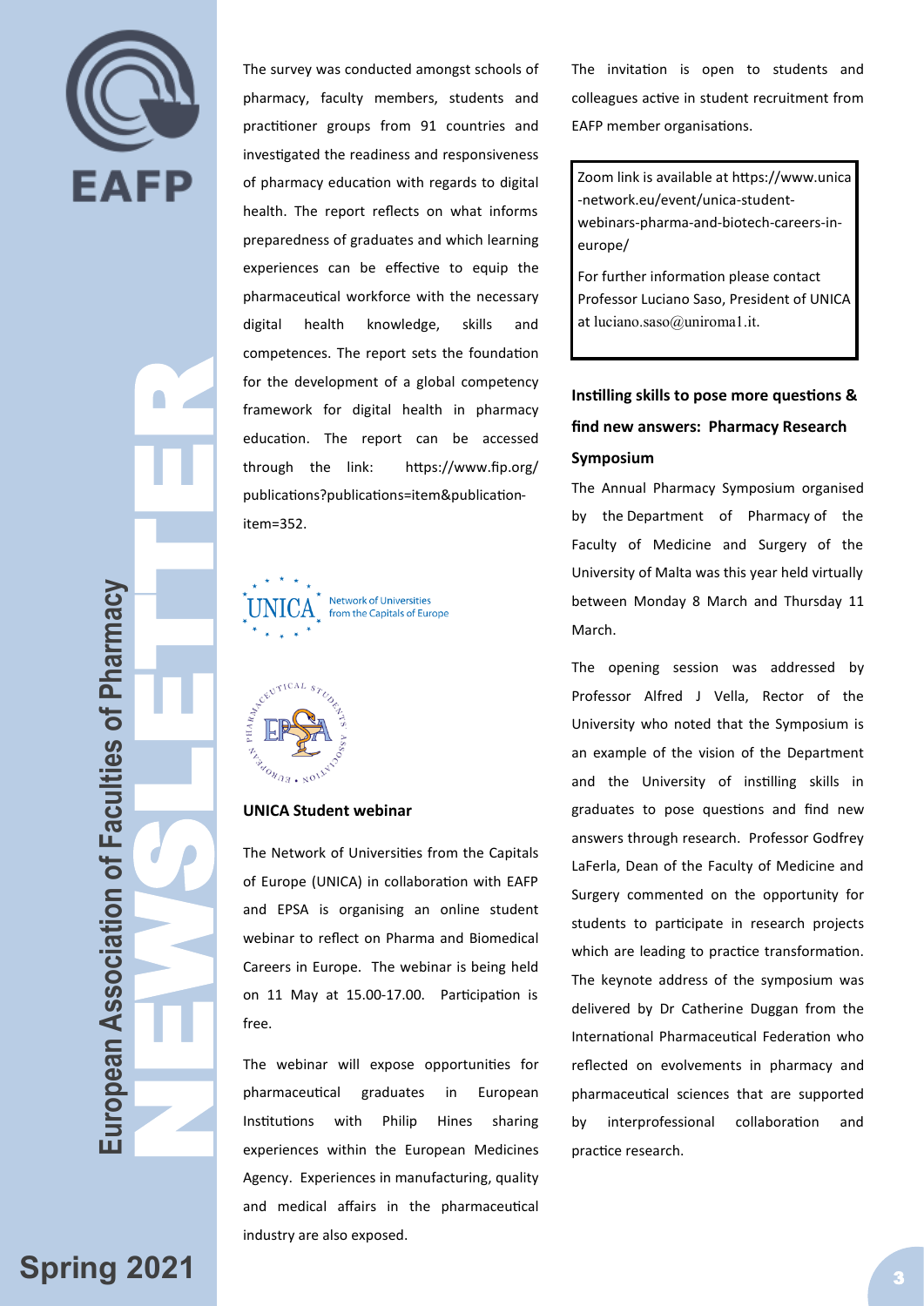The survey was conducted amongst schools of pharmacy, faculty members, students and practitioner groups from 91 countries and investigated the readiness and responsiveness of pharmacy education with regards to digital health. The report reflects on what informs preparedness of graduates and which learning experiences can be effective to equip the pharmaceutical workforce with the necessary digital health knowledge, skills and competences. The report sets the foundation for the development of a global competency framework for digital health in pharmacy education. The report can be accessed through the link: https://www.fip.org/publications?publications=item&publication-item=352.

UNICA Network of Universities from the Capitals of Europe

### UNICA Student webinar

The Network of Universities from the Capitals of Europe (UNICA) in collaboration with EAFP and EPSA is organising an online student webinar to reflect on Pharma and Biomedical Careers in Europe. The webinar is being held on 11 May at 15.00-17.00. Participation is free.

The webinar will expose opportunities for pharmaceutical graduates in European Institutions with Philip Hines sharing experiences within the European Medicines Agency. Experiences in manufacturing, quality and medical affairs in the pharmaceutical industry are also exposed.

The invitation is open to students and colleagues active in student recruitment from EAFP member organisations.

> Zoom link is available at https://www.unica-network.eu/event/unica-student-webinars-pharma-and-biotech-careers-in-europe/
>
> For further information please contact Professor Luciano Saso, President of UNICA at luciano.saso@uniroma1.it.

### Instilling skills to pose more questions & find new answers: Pharmacy Research Symposium

The Annual Pharmacy Symposium organised by the Department of Pharmacy of the Faculty of Medicine and Surgery of the University of Malta was this year held virtually between Monday 8 March and Thursday 11 March.

The opening session was addressed by Professor Alfred J Vella, Rector of the University who noted that the Symposium is an example of the vision of the Department and the University of instilling skills in graduates to pose questions and find new answers through research. Professor Godfrey LaFerla, Dean of the Faculty of Medicine and Surgery commented on the opportunity for students to participate in research projects which are leading to practice transformation. The keynote address of the symposium was delivered by Dr Catherine Duggan from the International Pharmaceutical Federation who reflected on evolvements in pharmacy and pharmaceutical sciences that are supported by interprofessional collaboration and practice research.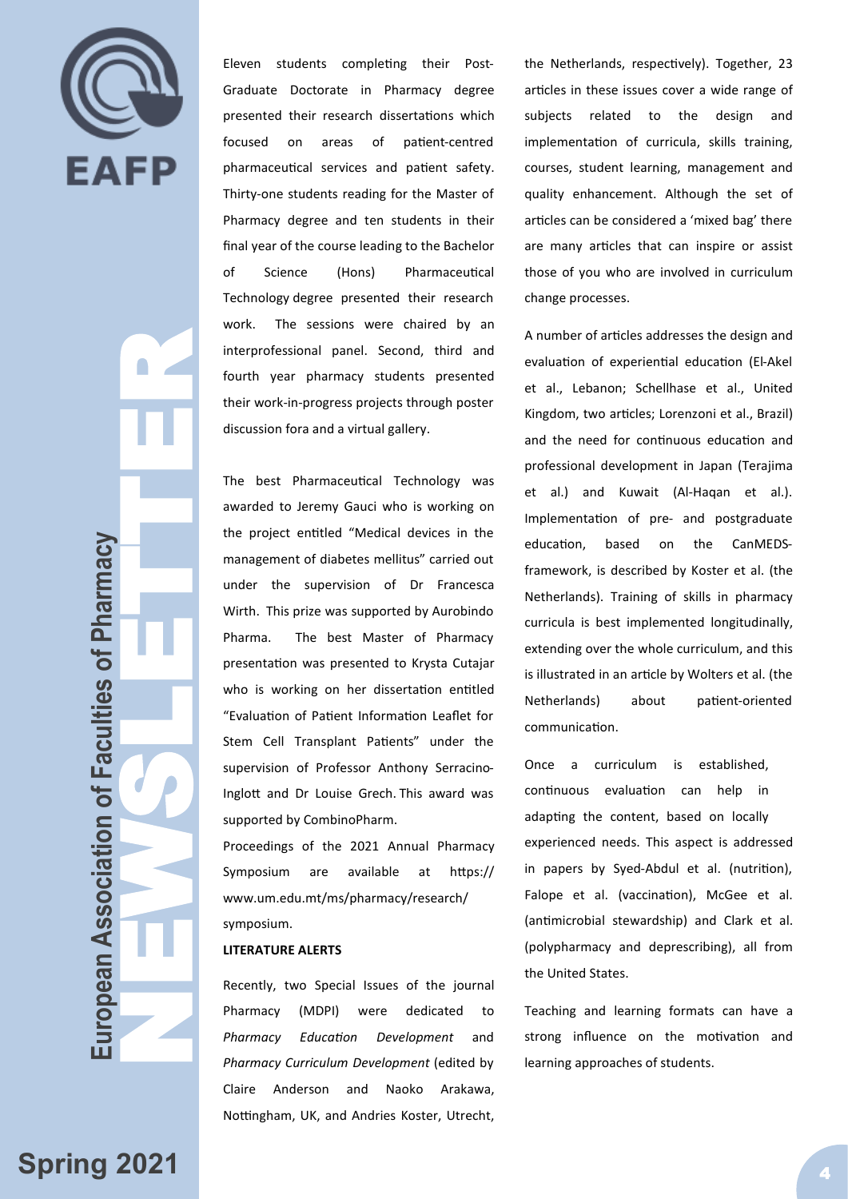Eleven students completing their Post-Graduate Doctorate in Pharmacy degree presented their research dissertations which focused on areas of patient-centred pharmaceutical services and patient safety. Thirty-one students reading for the Master of Pharmacy degree and ten students in their final year of the course leading to the Bachelor of Science (Hons) Pharmaceutical Technology degree presented their research work. The sessions were chaired by an interprofessional panel. Second, third and fourth year pharmacy students presented their work-in-progress projects through poster discussion fora and a virtual gallery.

The best Pharmaceutical Technology was awarded to Jeremy Gauci who is working on the project entitled "Medical devices in the management of diabetes mellitus" carried out under the supervision of Dr Francesca Wirth. This prize was supported by Aurobindo Pharma. The best Master of Pharmacy presentation was presented to Krysta Cutajar who is working on her dissertation entitled "Evaluation of Patient Information Leaflet for Stem Cell Transplant Patients" under the supervision of Professor Anthony Serracino-Inglott and Dr Louise Grech. This award was supported by CombinoPharm.

Proceedings of the 2021 Annual Pharmacy Symposium are available at https://www.um.edu.mt/ms/pharmacy/research/symposium.

**LITERATURE ALERTS**

Recently, two Special Issues of the journal Pharmacy (MDPI) were dedicated to *Pharmacy Education Development* and *Pharmacy Curriculum Development* (edited by Claire Anderson and Naoko Arakawa, Nottingham, UK, and Andries Koster, Utrecht, the Netherlands, respectively). Together, 23 articles in these issues cover a wide range of subjects related to the design and implementation of curricula, skills training, courses, student learning, management and quality enhancement. Although the set of articles can be considered a 'mixed bag' there are many articles that can inspire or assist those of you who are involved in curriculum change processes.

A number of articles addresses the design and evaluation of experiential education (El-Akel et al., Lebanon; Schellhase et al., United Kingdom, two articles; Lorenzoni et al., Brazil) and the need for continuous education and professional development in Japan (Terajima et al.) and Kuwait (Al-Haqan et al.). Implementation of pre- and postgraduate education, based on the CanMEDS-framework, is described by Koster et al. (the Netherlands). Training of skills in pharmacy curricula is best implemented longitudinally, extending over the whole curriculum, and this is illustrated in an article by Wolters et al. (the Netherlands) about patient-oriented communication.

Once a curriculum is established, continuous evaluation can help in adapting the content, based on locally experienced needs. This aspect is addressed in papers by Syed-Abdul et al. (nutrition), Falope et al. (vaccination), McGee et al. (antimicrobial stewardship) and Clark et al. (polypharmacy and deprescribing), all from the United States.

Teaching and learning formats can have a strong influence on the motivation and learning approaches of students.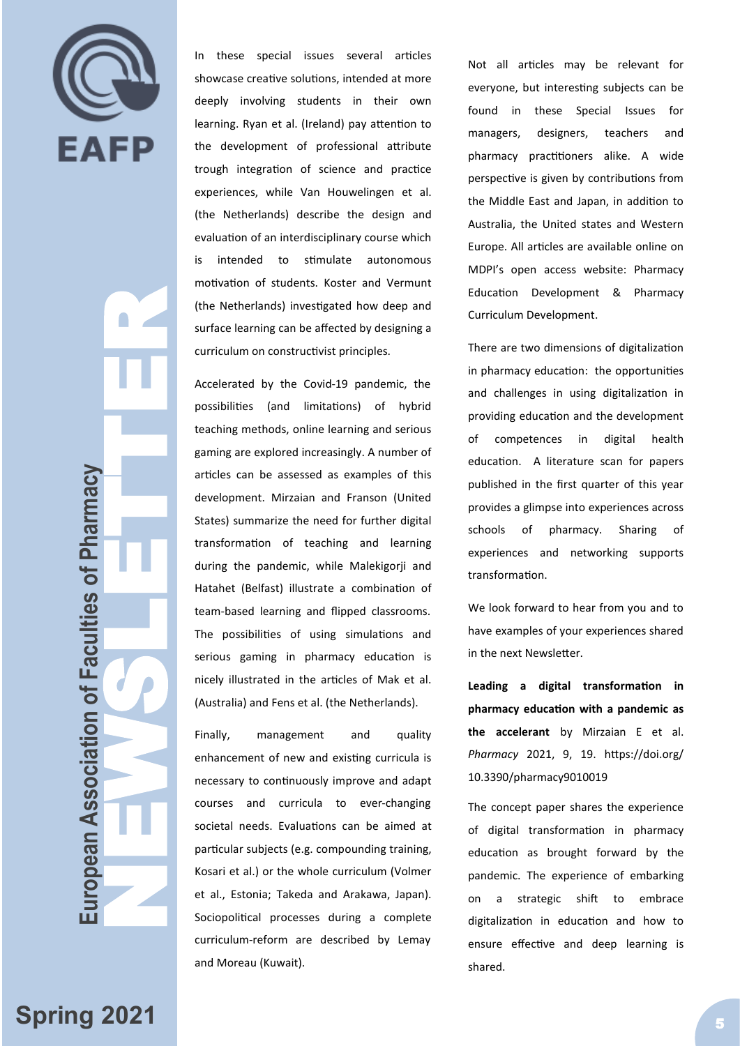In these special issues several articles showcase creative solutions, intended at more deeply involving students in their own learning. Ryan et al. (Ireland) pay attention to the development of professional attribute trough integration of science and practice experiences, while Van Houwelingen et al. (the Netherlands) describe the design and evaluation of an interdisciplinary course which is intended to stimulate autonomous motivation of students. Koster and Vermunt (the Netherlands) investigated how deep and surface learning can be affected by designing a curriculum on constructivist principles.

Accelerated by the Covid-19 pandemic, the possibilities (and limitations) of hybrid teaching methods, online learning and serious gaming are explored increasingly. A number of articles can be assessed as examples of this development. Mirzaian and Franson (United States) summarize the need for further digital transformation of teaching and learning during the pandemic, while Malekigorji and Hatahet (Belfast) illustrate a combination of team-based learning and flipped classrooms. The possibilities of using simulations and serious gaming in pharmacy education is nicely illustrated in the articles of Mak et al. (Australia) and Fens et al. (the Netherlands).

Finally, management and quality enhancement of new and existing curricula is necessary to continuously improve and adapt courses and curricula to ever-changing societal needs. Evaluations can be aimed at particular subjects (e.g. compounding training, Kosari et al.) or the whole curriculum (Volmer et al., Estonia; Takeda and Arakawa, Japan). Sociopolitical processes during a complete curriculum-reform are described by Lemay and Moreau (Kuwait).

Not all articles may be relevant for everyone, but interesting subjects can be found in these Special Issues for managers, designers, teachers and pharmacy practitioners alike. A wide perspective is given by contributions from the Middle East and Japan, in addition to Australia, the United states and Western Europe. All articles are available online on MDPI's open access website: Pharmacy Education Development & Pharmacy Curriculum Development.

There are two dimensions of digitalization in pharmacy education: the opportunities and challenges in using digitalization in providing education and the development of competences in digital health education. A literature scan for papers published in the first quarter of this year provides a glimpse into experiences across schools of pharmacy. Sharing of experiences and networking supports transformation.

We look forward to hear from you and to have examples of your experiences shared in the next Newsletter.

**Leading a digital transformation in pharmacy education with a pandemic as the accelerant** by Mirzaian E et al. *Pharmacy* 2021, 9, 19. https://doi.org/10.3390/pharmacy9010019

The concept paper shares the experience of digital transformation in pharmacy education as brought forward by the pandemic. The experience of embarking on a strategic shift to embrace digitalization in education and how to ensure effective and deep learning is shared.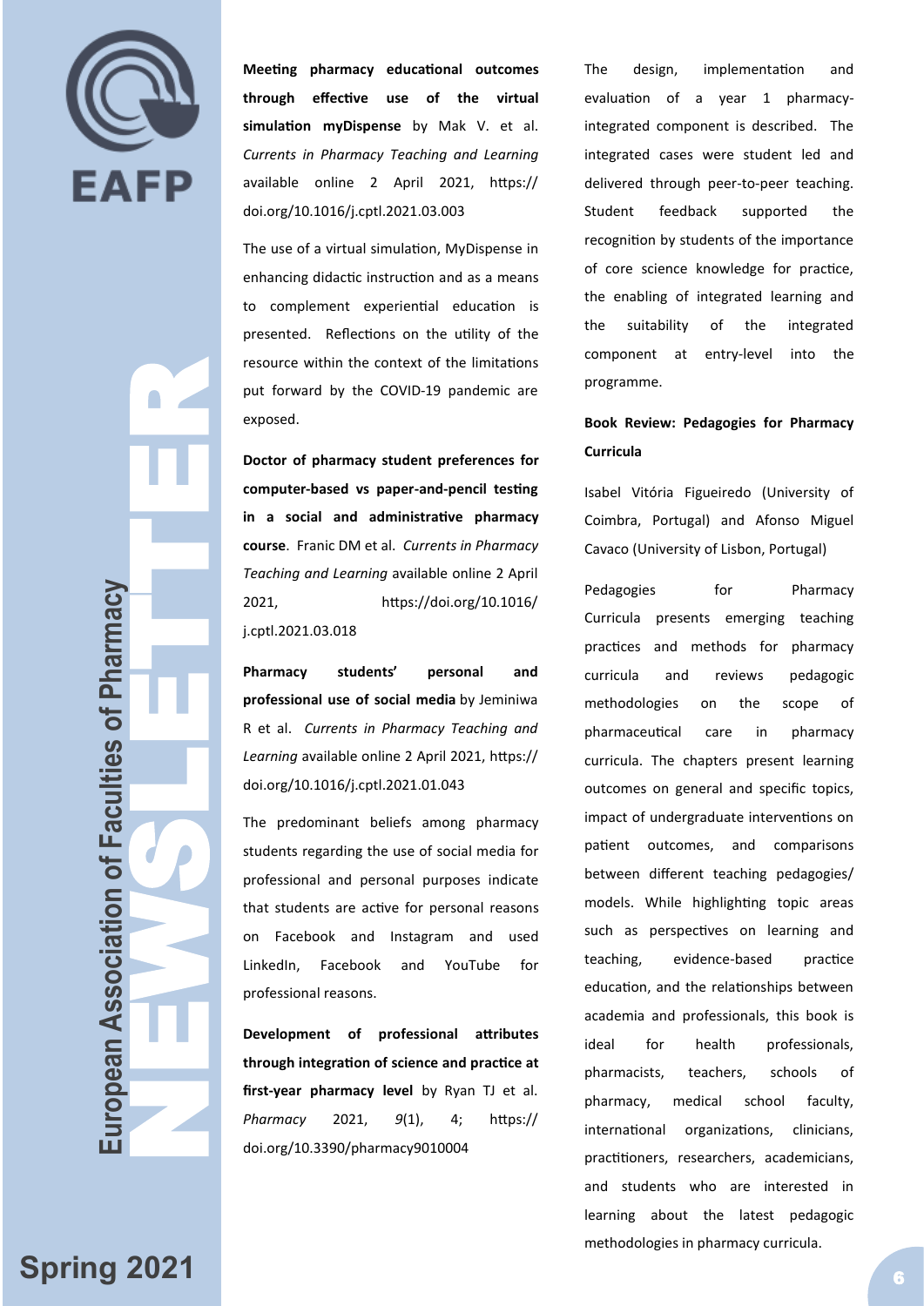**Meeting pharmacy educational outcomes through effective use of the virtual simulation myDispense** by Mak V. et al. *Currents in Pharmacy Teaching and Learning* available online 2 April 2021, https://doi.org/10.1016/j.cptl.2021.03.003

The use of a virtual simulation, MyDispense in enhancing didactic instruction and as a means to complement experiential education is presented. Reflections on the utility of the resource within the context of the limitations put forward by the COVID-19 pandemic are exposed.

**Doctor of pharmacy student preferences for computer-based vs paper-and-pencil testing in a social and administrative pharmacy course**. Franic DM et al. *Currents in Pharmacy Teaching and Learning* available online 2 April 2021, https://doi.org/10.1016/j.cptl.2021.03.018

**Pharmacy students' personal and professional use of social media** by Jeminiwa R et al. *Currents in Pharmacy Teaching and Learning* available online 2 April 2021, https://doi.org/10.1016/j.cptl.2021.01.043

The predominant beliefs among pharmacy students regarding the use of social media for professional and personal purposes indicate that students are active for personal reasons on Facebook and Instagram and used LinkedIn, Facebook and YouTube for professional reasons.

**Development of professional attributes through integration of science and practice at first-year pharmacy level** by Ryan TJ et al. *Pharmacy* 2021, *9*(1), 4; https://doi.org/10.3390/pharmacy9010004

The design, implementation and evaluation of a year 1 pharmacy-integrated component is described. The integrated cases were student led and delivered through peer-to-peer teaching. Student feedback supported the recognition by students of the importance of core science knowledge for practice, the enabling of integrated learning and the suitability of the integrated component at entry-level into the programme.

**Book Review: Pedagogies for Pharmacy Curricula**

Isabel Vitória Figueiredo (University of Coimbra, Portugal) and Afonso Miguel Cavaco (University of Lisbon, Portugal)

Pedagogies for Pharmacy Curricula presents emerging teaching practices and methods for pharmacy curricula and reviews pedagogic methodologies on the scope of pharmaceutical care in pharmacy curricula. The chapters present learning outcomes on general and specific topics, impact of undergraduate interventions on patient outcomes, and comparisons between different teaching pedagogies/models. While highlighting topic areas such as perspectives on learning and teaching, evidence-based practice education, and the relationships between academia and professionals, this book is ideal for health professionals, pharmacists, teachers, schools of pharmacy, medical school faculty, international organizations, clinicians, practitioners, researchers, academicians, and students who are interested in learning about the latest pedagogic methodologies in pharmacy curricula.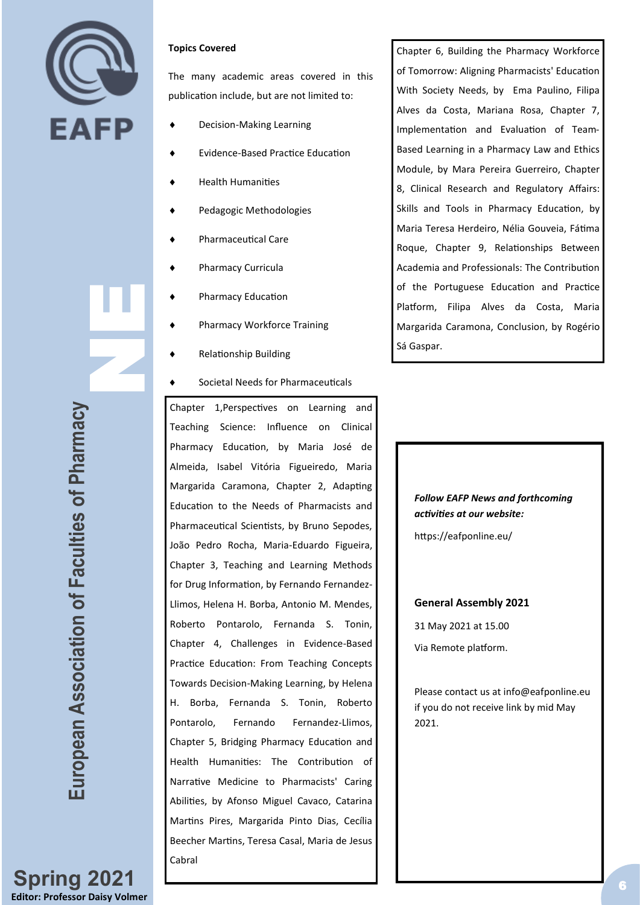**Topics Covered**

The many academic areas covered in this publication include, but are not limited to:

- Decision-Making Learning
- Evidence-Based Practice Education
- Health Humanities
- Pedagogic Methodologies
- Pharmaceutical Care
- Pharmacy Curricula
- Pharmacy Education
- Pharmacy Workforce Training
- Relationship Building
- Societal Needs for Pharmaceuticals

Chapter 1,Perspectives on Learning and Teaching Science: Influence on Clinical Pharmacy Education, by Maria José de Almeida, Isabel Vitória Figueiredo, Maria Margarida Caramona, Chapter 2, Adapting Education to the Needs of Pharmacists and Pharmaceutical Scientists, by Bruno Sepodes, João Pedro Rocha, Maria-Eduardo Figueira, Chapter 3, Teaching and Learning Methods for Drug Information, by Fernando Fernandez-Llimos, Helena H. Borba, Antonio M. Mendes, Roberto Pontarolo, Fernanda S. Tonin, Chapter 4, Challenges in Evidence-Based Practice Education: From Teaching Concepts Towards Decision-Making Learning, by Helena H. Borba, Fernanda S. Tonin, Roberto Pontarolo, Fernando Fernandez-Llimos, Chapter 5, Bridging Pharmacy Education and Health Humanities: The Contribution of Narrative Medicine to Pharmacists' Caring Abilities, by Afonso Miguel Cavaco, Catarina Martins Pires, Margarida Pinto Dias, Cecília Beecher Martins, Teresa Casal, Maria de Jesus Cabral

Chapter 6, Building the Pharmacy Workforce of Tomorrow: Aligning Pharmacists' Education With Society Needs, by Ema Paulino, Filipa Alves da Costa, Mariana Rosa, Chapter 7, Implementation and Evaluation of Team-Based Learning in a Pharmacy Law and Ethics Module, by Mara Pereira Guerreiro, Chapter 8, Clinical Research and Regulatory Affairs: Skills and Tools in Pharmacy Education, by Maria Teresa Herdeiro, Nélia Gouveia, Fátima Roque, Chapter 9, Relationships Between Academia and Professionals: The Contribution of the Portuguese Education and Practice Platform, Filipa Alves da Costa, Maria Margarida Caramona, Conclusion, by Rogério Sá Gaspar.

***Follow EAFP News and forthcoming activities at our website:***

https://eafponline.eu/

**General Assembly 2021**

31 May 2021 at 15.00

Via Remote platform.

Please contact us at info@eafponline.eu if you do not receive link by mid May 2021.